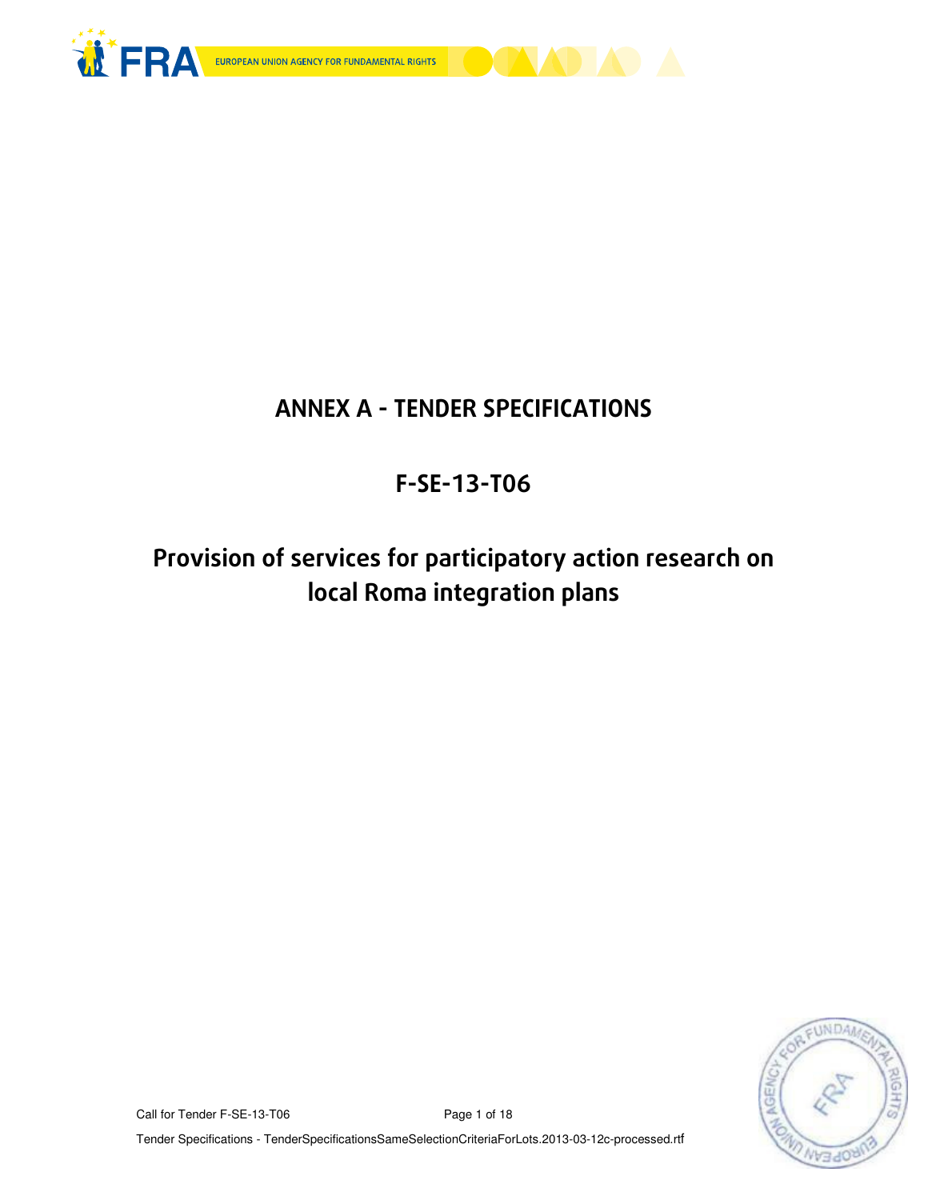# ANNEX A - TENDER SPECIFICATIONS

# F-SE-13-T06

# Provision of services for participatory action research on local Roma integration plans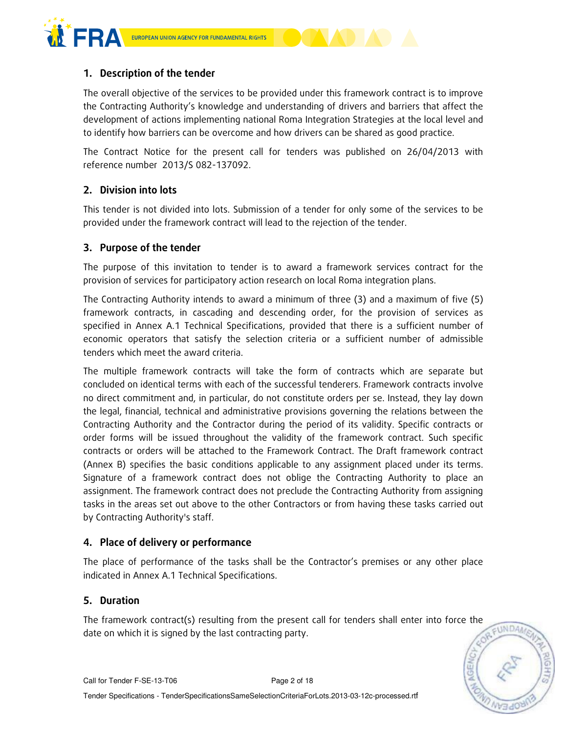## 1. Description of the tender

The overall objective of the services to be provided under this framework contract is to improve the Contracting Authority's knowledge and understanding of drivers and barriers that affect the development of actions implementing national Roma Integration Strategies at the local level and to identify how barriers can be overcome and how drivers can be shared as good practice.

The Contract Notice for the present call for tenders was published on 26/04/2013 with reference number 2013/S 082-137092.

## 2. Division into lots

This tender is not divided into lots. Submission of a tender for only some of the services to be provided under the framework contract will lead to the rejection of the tender.

## 3. Purpose of the tender

The purpose of this invitation to tender is to award a framework services contract for the provision of services for participatory action research on local Roma integration plans.

The Contracting Authority intends to award a minimum of three (3) and a maximum of five (5) framework contracts, in cascading and descending order, for the provision of services as specified in Annex A.1 Technical Specifications, provided that there is a sufficient number of economic operators that satisfy the selection criteria or a sufficient number of admissible tenders which meet the award criteria.

The multiple framework contracts will take the form of contracts which are separate but concluded on identical terms with each of the successful tenderers. Framework contracts involve no direct commitment and, in particular, do not constitute orders per se. Instead, they lay down the legal, financial, technical and administrative provisions governing the relations between the Contracting Authority and the Contractor during the period of its validity. Specific contracts or order forms will be issued throughout the validity of the framework contract. Such specific contracts or orders will be attached to the Framework Contract. The Draft framework contract (Annex B) specifies the basic conditions applicable to any assignment placed under its terms. Signature of a framework contract does not oblige the Contracting Authority to place an assignment. The framework contract does not preclude the Contracting Authority from assigning tasks in the areas set out above to the other Contractors or from having these tasks carried out by Contracting Authority's staff.

## 4. Place of delivery or performance

The place of performance of the tasks shall be the Contractor's premises or any other place indicated in Annex A.1 Technical Specifications.

## 5. Duration

The framework contract(s) resulting from the present call for tenders shall enter into force the date on which it is signed by the last contracting party.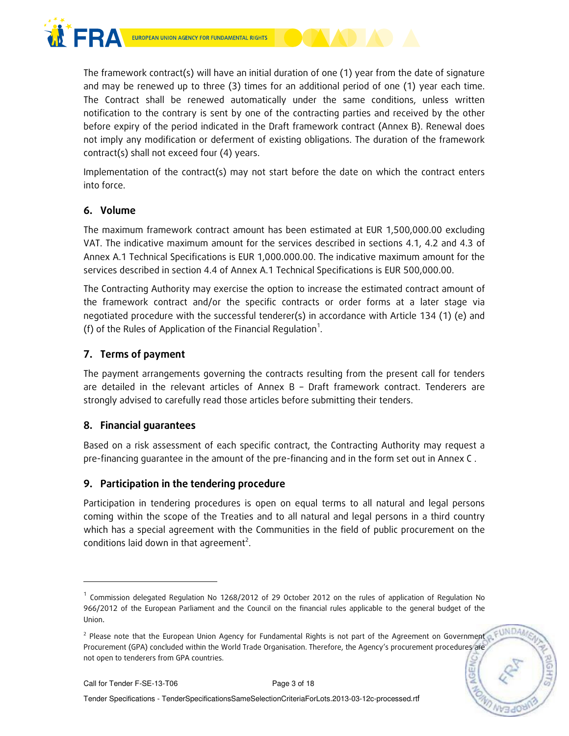The framework contract(s) will have an initial duration of one (1) year from the date of signature and may be renewed up to three (3) times for an additional period of one (1) year each time. The Contract shall be renewed automatically under the same conditions, unless written notification to the contrary is sent by one of the contracting parties and received by the other before expiry of the period indicated in the Draft framework contract (Annex B). Renewal does not imply any modification or deferment of existing obligations. The duration of the framework contract(s) shall not exceed four (4) years.

Implementation of the contract(s) may not start before the date on which the contract enters into force.

## 6. Volume

The maximum framework contract amount has been estimated at EUR 1,500,000.00 excluding VAT. The indicative maximum amount for the services described in sections 4.1, 4.2 and 4.3 of Annex A.1 Technical Specifications is EUR 1,000.000.00. The indicative maximum amount for the services described in section 4.4 of Annex A.1 Technical Specifications is EUR 500,000.00.

The Contracting Authority may exercise the option to increase the estimated contract amount of the framework contract and/or the specific contracts or order forms at a later stage via negotiated procedure with the successful tenderer(s) in accordance with Article 134 (1) (e) and (f) of the Rules of Application of the Financial Regulation[1].

## 7. Terms of payment

The payment arrangements governing the contracts resulting from the present call for tenders are detailed in the relevant articles of Annex B – Draft framework contract. Tenderers are strongly advised to carefully read those articles before submitting their tenders.

## 8. Financial guarantees

Based on a risk assessment of each specific contract, the Contracting Authority may request a pre-financing guarantee in the amount of the pre-financing and in the form set out in Annex C .

## 9. Participation in the tendering procedure

Participation in tendering procedures is open on equal terms to all natural and legal persons coming within the scope of the Treaties and to all natural and legal persons in a third country which has a special agreement with the Communities in the field of public procurement on the conditions laid down in that agreement[2].

---

[1] Commission delegated Regulation No 1268/2012 of 29 October 2012 on the rules of application of Regulation No 966/2012 of the European Parliament and the Council on the financial rules applicable to the general budget of the Union.

[2] Please note that the European Union Agency for Fundamental Rights is not part of the Agreement on Government Procurement (GPA) concluded within the World Trade Organisation. Therefore, the Agency's procurement procedures are not open to tenderers from GPA countries.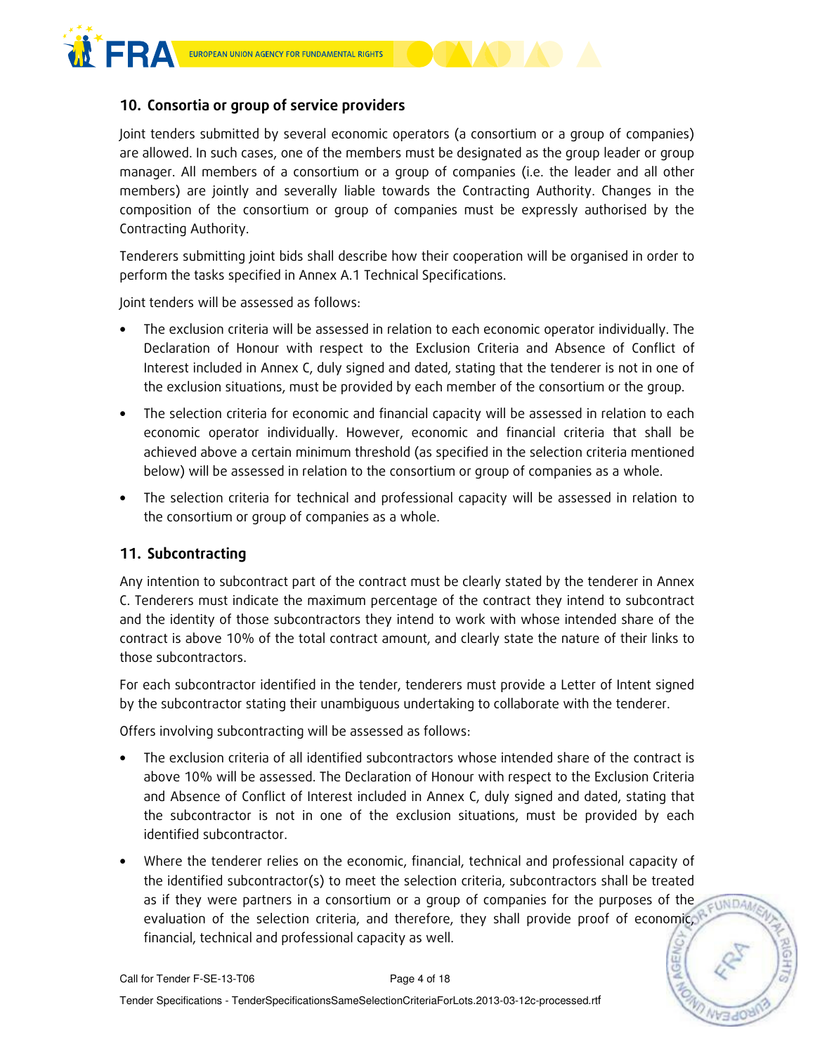## 10. Consortia or group of service providers

Joint tenders submitted by several economic operators (a consortium or a group of companies) are allowed. In such cases, one of the members must be designated as the group leader or group manager. All members of a consortium or a group of companies (i.e. the leader and all other members) are jointly and severally liable towards the Contracting Authority. Changes in the composition of the consortium or group of companies must be expressly authorised by the Contracting Authority.

Tenderers submitting joint bids shall describe how their cooperation will be organised in order to perform the tasks specified in Annex A.1 Technical Specifications.

Joint tenders will be assessed as follows:

- The exclusion criteria will be assessed in relation to each economic operator individually. The Declaration of Honour with respect to the Exclusion Criteria and Absence of Conflict of Interest included in Annex C, duly signed and dated, stating that the tenderer is not in one of the exclusion situations, must be provided by each member of the consortium or the group.
- The selection criteria for economic and financial capacity will be assessed in relation to each economic operator individually. However, economic and financial criteria that shall be achieved above a certain minimum threshold (as specified in the selection criteria mentioned below) will be assessed in relation to the consortium or group of companies as a whole.
- The selection criteria for technical and professional capacity will be assessed in relation to the consortium or group of companies as a whole.

## 11. Subcontracting

Any intention to subcontract part of the contract must be clearly stated by the tenderer in Annex C. Tenderers must indicate the maximum percentage of the contract they intend to subcontract and the identity of those subcontractors they intend to work with whose intended share of the contract is above 10% of the total contract amount, and clearly state the nature of their links to those subcontractors.

For each subcontractor identified in the tender, tenderers must provide a Letter of Intent signed by the subcontractor stating their unambiguous undertaking to collaborate with the tenderer.

Offers involving subcontracting will be assessed as follows:

- The exclusion criteria of all identified subcontractors whose intended share of the contract is above 10% will be assessed. The Declaration of Honour with respect to the Exclusion Criteria and Absence of Conflict of Interest included in Annex C, duly signed and dated, stating that the subcontractor is not in one of the exclusion situations, must be provided by each identified subcontractor.
- Where the tenderer relies on the economic, financial, technical and professional capacity of the identified subcontractor(s) to meet the selection criteria, subcontractors shall be treated as if they were partners in a consortium or a group of companies for the purposes of the evaluation of the selection criteria, and therefore, they shall provide proof of economic, financial, technical and professional capacity as well.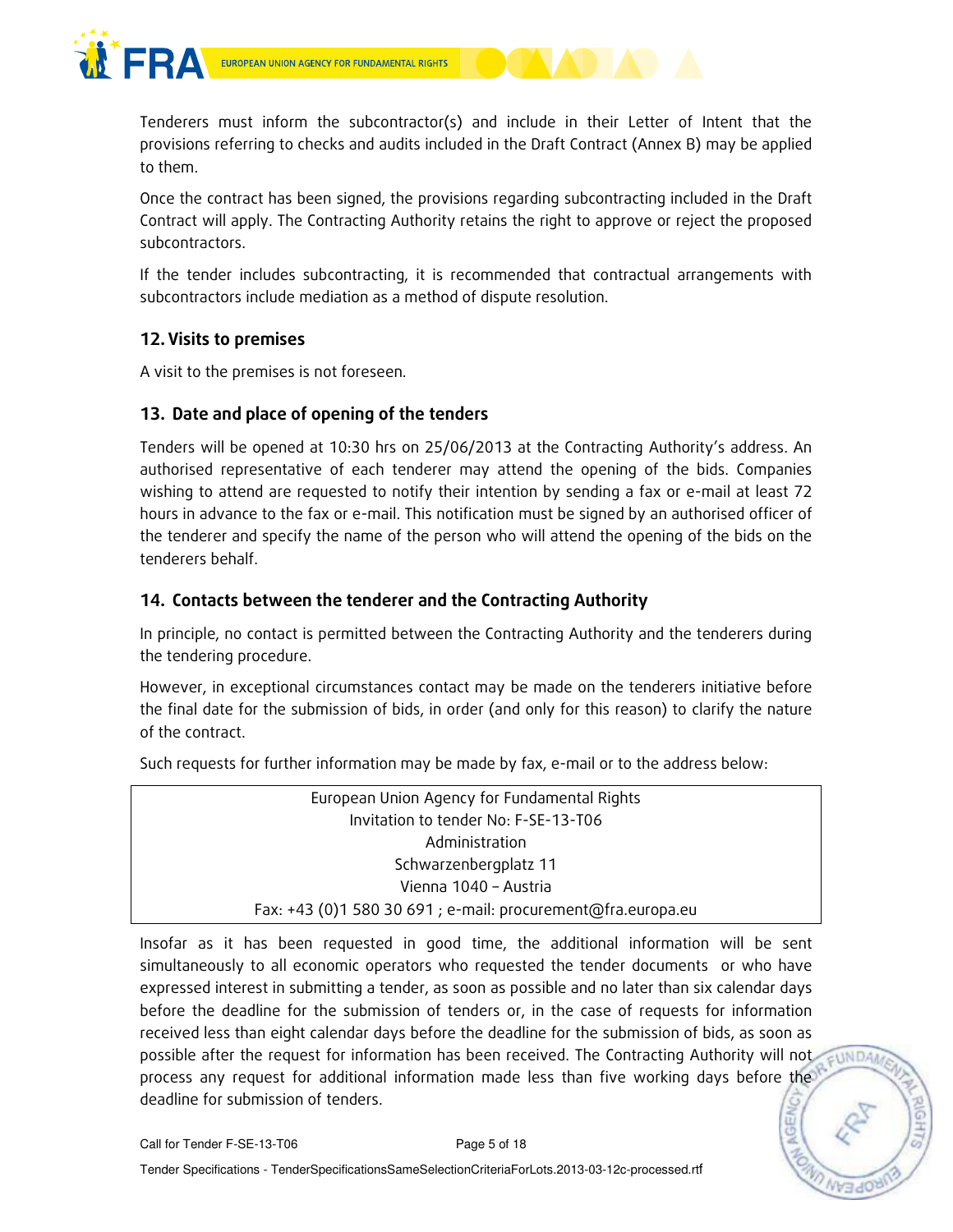Tenderers must inform the subcontractor(s) and include in their Letter of Intent that the provisions referring to checks and audits included in the Draft Contract (Annex B) may be applied to them.

Once the contract has been signed, the provisions regarding subcontracting included in the Draft Contract will apply. The Contracting Authority retains the right to approve or reject the proposed subcontractors.

If the tender includes subcontracting, it is recommended that contractual arrangements with subcontractors include mediation as a method of dispute resolution.

## 12. Visits to premises

A visit to the premises is not foreseen.

## 13. Date and place of opening of the tenders

Tenders will be opened at 10:30 hrs on 25/06/2013 at the Contracting Authority's address. An authorised representative of each tenderer may attend the opening of the bids. Companies wishing to attend are requested to notify their intention by sending a fax or e-mail at least 72 hours in advance to the fax or e-mail. This notification must be signed by an authorised officer of the tenderer and specify the name of the person who will attend the opening of the bids on the tenderers behalf.

## 14. Contacts between the tenderer and the Contracting Authority

In principle, no contact is permitted between the Contracting Authority and the tenderers during the tendering procedure.

However, in exceptional circumstances contact may be made on the tenderers initiative before the final date for the submission of bids, in order (and only for this reason) to clarify the nature of the contract.

Such requests for further information may be made by fax, e-mail or to the address below:

| European Union Agency for Fundamental Rights<br>Invitation to tender No: F-SE-13-T06<br>Administration<br>Schwarzenbergplatz 11<br>Vienna 1040 – Austria<br>Fax: +43 (0)1 580 30 691 ; e-mail: procurement@fra.europa.eu |
|---|

Insofar as it has been requested in good time, the additional information will be sent simultaneously to all economic operators who requested the tender documents or who have expressed interest in submitting a tender, as soon as possible and no later than six calendar days before the deadline for the submission of tenders or, in the case of requests for information received less than eight calendar days before the deadline for the submission of bids, as soon as possible after the request for information has been received. The Contracting Authority will not process any request for additional information made less than five working days before the deadline for submission of tenders.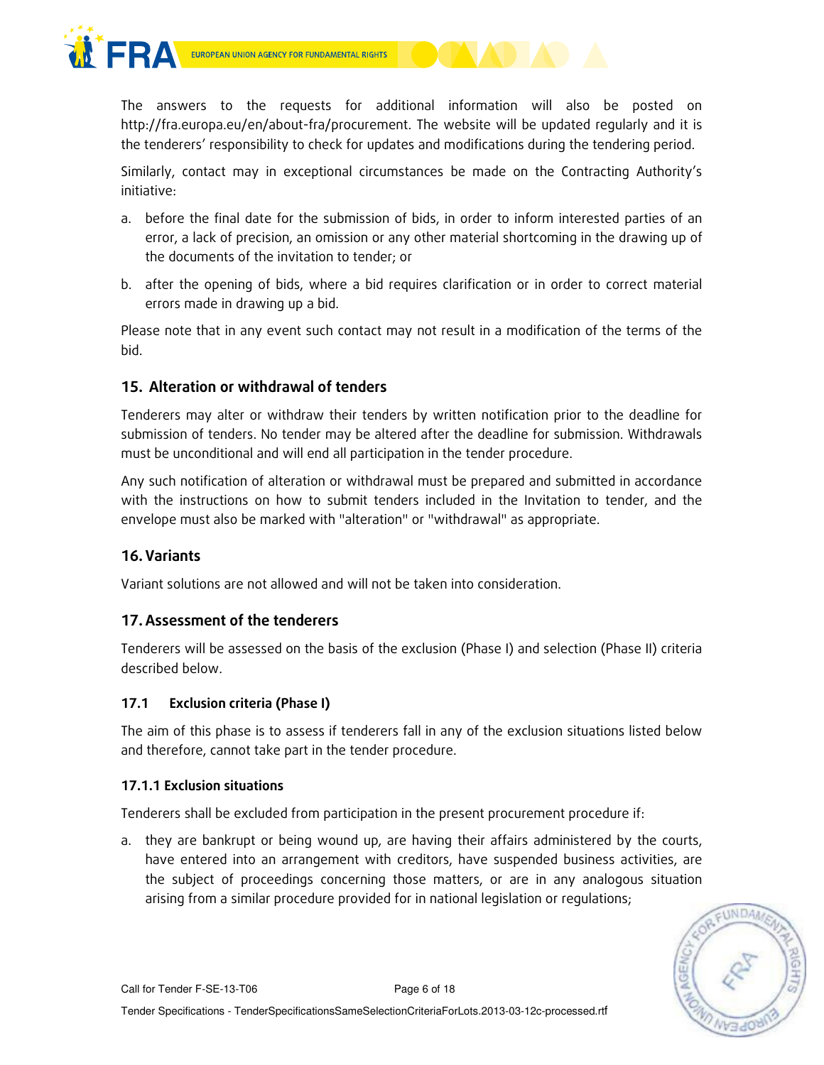The answers to the requests for additional information will also be posted on http://fra.europa.eu/en/about-fra/procurement. The website will be updated regularly and it is the tenderers' responsibility to check for updates and modifications during the tendering period.

Similarly, contact may in exceptional circumstances be made on the Contracting Authority's initiative:

a. before the final date for the submission of bids, in order to inform interested parties of an error, a lack of precision, an omission or any other material shortcoming in the drawing up of the documents of the invitation to tender; or

b. after the opening of bids, where a bid requires clarification or in order to correct material errors made in drawing up a bid.

Please note that in any event such contact may not result in a modification of the terms of the bid.

## 15. Alteration or withdrawal of tenders

Tenderers may alter or withdraw their tenders by written notification prior to the deadline for submission of tenders. No tender may be altered after the deadline for submission. Withdrawals must be unconditional and will end all participation in the tender procedure.

Any such notification of alteration or withdrawal must be prepared and submitted in accordance with the instructions on how to submit tenders included in the Invitation to tender, and the envelope must also be marked with "alteration" or "withdrawal" as appropriate.

## 16. Variants

Variant solutions are not allowed and will not be taken into consideration.

## 17. Assessment of the tenderers

Tenderers will be assessed on the basis of the exclusion (Phase I) and selection (Phase II) criteria described below.

### 17.1 Exclusion criteria (Phase I)

The aim of this phase is to assess if tenderers fall in any of the exclusion situations listed below and therefore, cannot take part in the tender procedure.

#### 17.1.1 Exclusion situations

Tenderers shall be excluded from participation in the present procurement procedure if:

a. they are bankrupt or being wound up, are having their affairs administered by the courts, have entered into an arrangement with creditors, have suspended business activities, are the subject of proceedings concerning those matters, or are in any analogous situation arising from a similar procedure provided for in national legislation or regulations;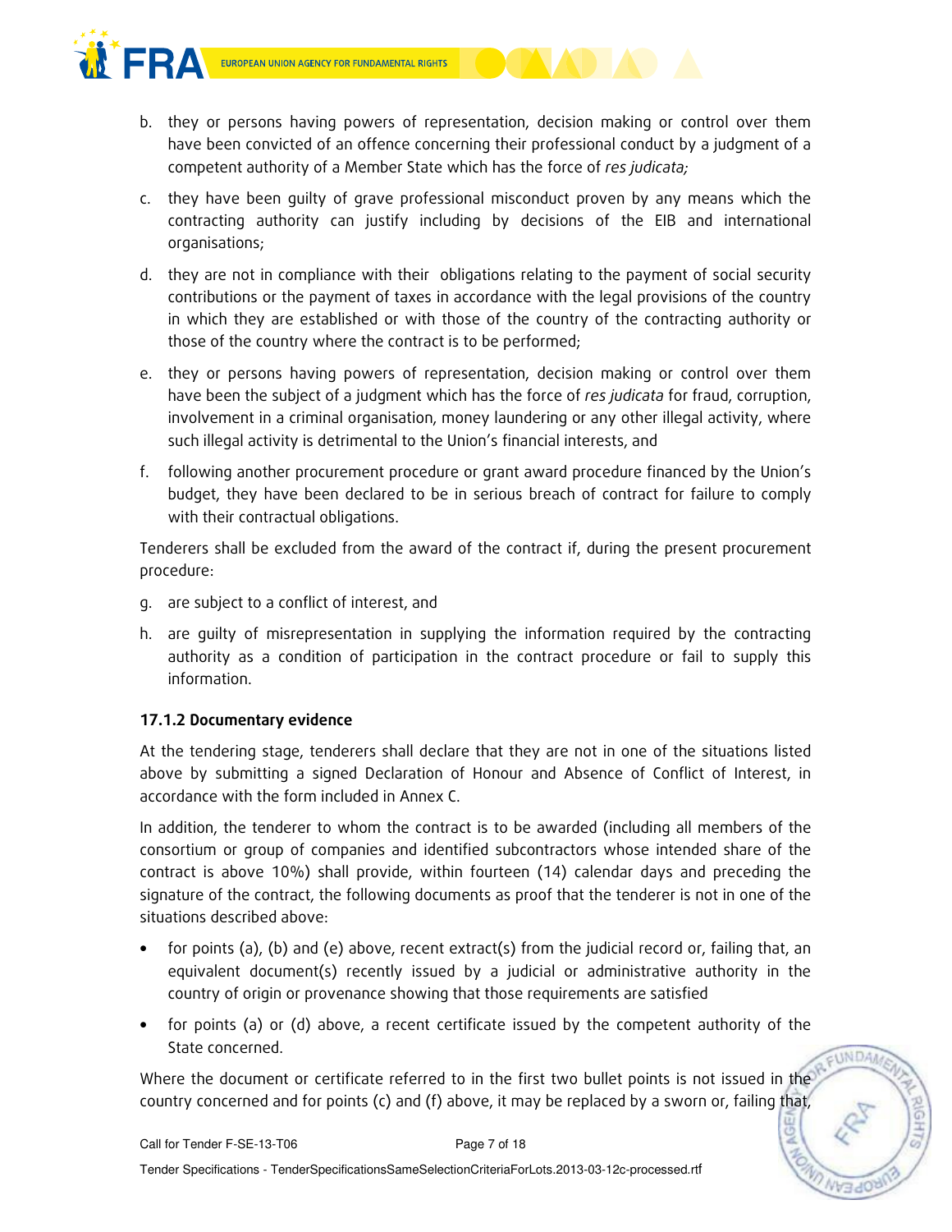b. they or persons having powers of representation, decision making or control over them have been convicted of an offence concerning their professional conduct by a judgment of a competent authority of a Member State which has the force of *res judicata;*

c. they have been guilty of grave professional misconduct proven by any means which the contracting authority can justify including by decisions of the EIB and international organisations;

d. they are not in compliance with their obligations relating to the payment of social security contributions or the payment of taxes in accordance with the legal provisions of the country in which they are established or with those of the country of the contracting authority or those of the country where the contract is to be performed;

e. they or persons having powers of representation, decision making or control over them have been the subject of a judgment which has the force of *res judicata* for fraud, corruption, involvement in a criminal organisation, money laundering or any other illegal activity, where such illegal activity is detrimental to the Union's financial interests, and

f. following another procurement procedure or grant award procedure financed by the Union's budget, they have been declared to be in serious breach of contract for failure to comply with their contractual obligations.

Tenderers shall be excluded from the award of the contract if, during the present procurement procedure:

g. are subject to a conflict of interest, and

h. are guilty of misrepresentation in supplying the information required by the contracting authority as a condition of participation in the contract procedure or fail to supply this information.

### 17.1.2 Documentary evidence

At the tendering stage, tenderers shall declare that they are not in one of the situations listed above by submitting a signed Declaration of Honour and Absence of Conflict of Interest, in accordance with the form included in Annex C.

In addition, the tenderer to whom the contract is to be awarded (including all members of the consortium or group of companies and identified subcontractors whose intended share of the contract is above 10%) shall provide, within fourteen (14) calendar days and preceding the signature of the contract, the following documents as proof that the tenderer is not in one of the situations described above:

- for points (a), (b) and (e) above, recent extract(s) from the judicial record or, failing that, an equivalent document(s) recently issued by a judicial or administrative authority in the country of origin or provenance showing that those requirements are satisfied
- for points (a) or (d) above, a recent certificate issued by the competent authority of the State concerned.

Where the document or certificate referred to in the first two bullet points is not issued in the country concerned and for points (c) and (f) above, it may be replaced by a sworn or, failing that,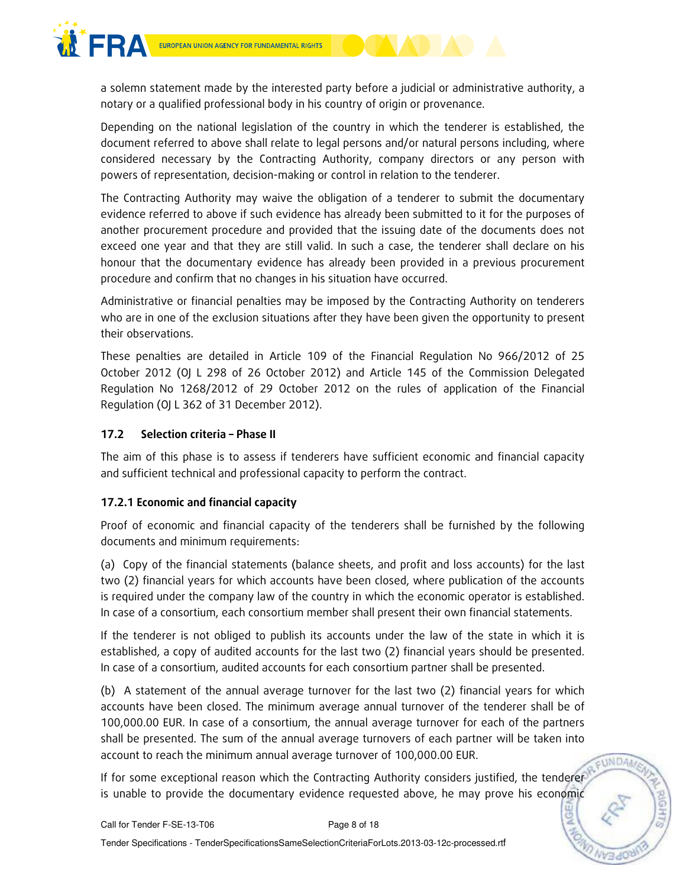a solemn statement made by the interested party before a judicial or administrative authority, a notary or a qualified professional body in his country of origin or provenance.

Depending on the national legislation of the country in which the tenderer is established, the document referred to above shall relate to legal persons and/or natural persons including, where considered necessary by the Contracting Authority, company directors or any person with powers of representation, decision-making or control in relation to the tenderer.

The Contracting Authority may waive the obligation of a tenderer to submit the documentary evidence referred to above if such evidence has already been submitted to it for the purposes of another procurement procedure and provided that the issuing date of the documents does not exceed one year and that they are still valid. In such a case, the tenderer shall declare on his honour that the documentary evidence has already been provided in a previous procurement procedure and confirm that no changes in his situation have occurred.

Administrative or financial penalties may be imposed by the Contracting Authority on tenderers who are in one of the exclusion situations after they have been given the opportunity to present their observations.

These penalties are detailed in Article 109 of the Financial Regulation No 966/2012 of 25 October 2012 (OJ L 298 of 26 October 2012) and Article 145 of the Commission Delegated Regulation No 1268/2012 of 29 October 2012 on the rules of application of the Financial Regulation (OJ L 362 of 31 December 2012).

### 17.2 Selection criteria – Phase II

The aim of this phase is to assess if tenderers have sufficient economic and financial capacity and sufficient technical and professional capacity to perform the contract.

#### 17.2.1 Economic and financial capacity

Proof of economic and financial capacity of the tenderers shall be furnished by the following documents and minimum requirements:

(a) Copy of the financial statements (balance sheets, and profit and loss accounts) for the last two (2) financial years for which accounts have been closed, where publication of the accounts is required under the company law of the country in which the economic operator is established. In case of a consortium, each consortium member shall present their own financial statements.

If the tenderer is not obliged to publish its accounts under the law of the state in which it is established, a copy of audited accounts for the last two (2) financial years should be presented. In case of a consortium, audited accounts for each consortium partner shall be presented.

(b) A statement of the annual average turnover for the last two (2) financial years for which accounts have been closed. The minimum average annual turnover of the tenderer shall be of 100,000.00 EUR. In case of a consortium, the annual average turnover for each of the partners shall be presented. The sum of the annual average turnovers of each partner will be taken into account to reach the minimum annual average turnover of 100,000.00 EUR.

If for some exceptional reason which the Contracting Authority considers justified, the tenderer is unable to provide the documentary evidence requested above, he may prove his economic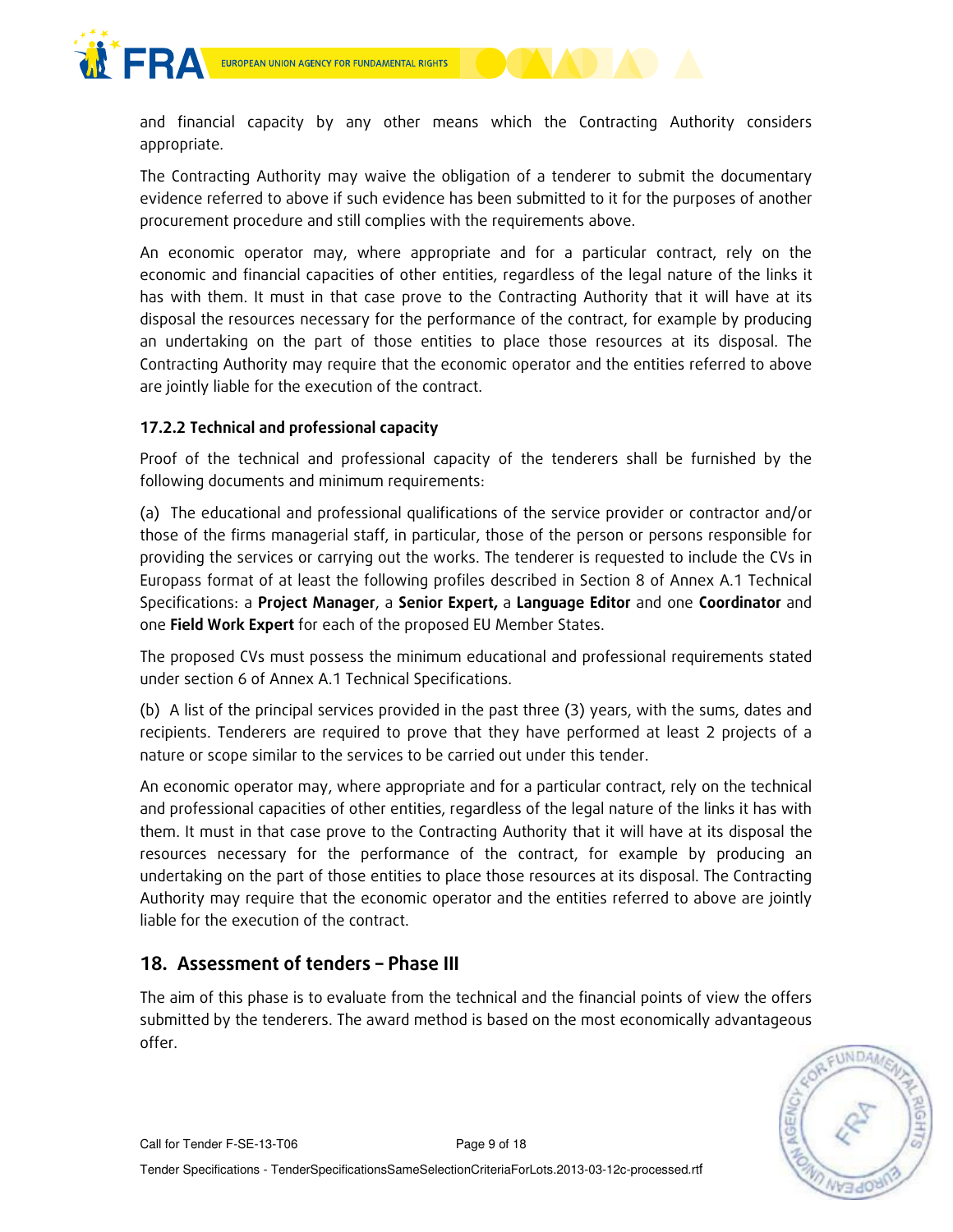and financial capacity by any other means which the Contracting Authority considers appropriate.

The Contracting Authority may waive the obligation of a tenderer to submit the documentary evidence referred to above if such evidence has been submitted to it for the purposes of another procurement procedure and still complies with the requirements above.

An economic operator may, where appropriate and for a particular contract, rely on the economic and financial capacities of other entities, regardless of the legal nature of the links it has with them. It must in that case prove to the Contracting Authority that it will have at its disposal the resources necessary for the performance of the contract, for example by producing an undertaking on the part of those entities to place those resources at its disposal. The Contracting Authority may require that the economic operator and the entities referred to above are jointly liable for the execution of the contract.

### 17.2.2 Technical and professional capacity

Proof of the technical and professional capacity of the tenderers shall be furnished by the following documents and minimum requirements:

(a) The educational and professional qualifications of the service provider or contractor and/or those of the firms managerial staff, in particular, those of the person or persons responsible for providing the services or carrying out the works. The tenderer is requested to include the CVs in Europass format of at least the following profiles described in Section 8 of Annex A.1 Technical Specifications: a **Project Manager**, a **Senior Expert,** a **Language Editor** and one **Coordinator** and one **Field Work Expert** for each of the proposed EU Member States.

The proposed CVs must possess the minimum educational and professional requirements stated under section 6 of Annex A.1 Technical Specifications.

(b) A list of the principal services provided in the past three (3) years, with the sums, dates and recipients. Tenderers are required to prove that they have performed at least 2 projects of a nature or scope similar to the services to be carried out under this tender.

An economic operator may, where appropriate and for a particular contract, rely on the technical and professional capacities of other entities, regardless of the legal nature of the links it has with them. It must in that case prove to the Contracting Authority that it will have at its disposal the resources necessary for the performance of the contract, for example by producing an undertaking on the part of those entities to place those resources at its disposal. The Contracting Authority may require that the economic operator and the entities referred to above are jointly liable for the execution of the contract.

## 18. Assessment of tenders – Phase III

The aim of this phase is to evaluate from the technical and the financial points of view the offers submitted by the tenderers. The award method is based on the most economically advantageous offer.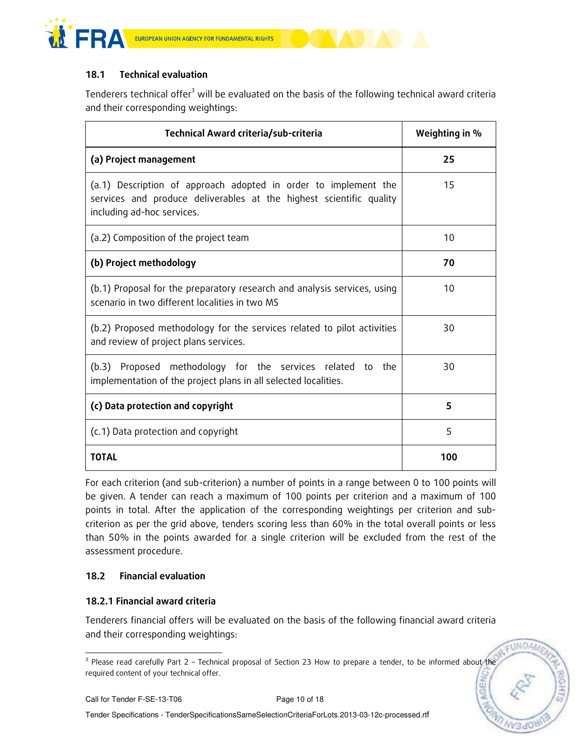### 18.1 Technical evaluation

Tenderers technical offer[3] will be evaluated on the basis of the following technical award criteria and their corresponding weightings:

| Technical Award criteria/sub-criteria | Weighting in % |
|---|---|
| **(a) Project management** | **25** |
| (a.1) Description of approach adopted in order to implement the services and produce deliverables at the highest scientific quality including ad-hoc services. | 15 |
| (a.2) Composition of the project team | 10 |
| **(b) Project methodology** | **70** |
| (b.1) Proposal for the preparatory research and analysis services, using scenario in two different localities in two MS | 10 |
| (b.2) Proposed methodology for the services related to pilot activities and review of project plans services. | 30 |
| (b.3) Proposed methodology for the services related to the implementation of the project plans in all selected localities. | 30 |
| **(c) Data protection and copyright** | **5** |
| (c.1) Data protection and copyright | 5 |
| **TOTAL** | **100** |

For each criterion (and sub-criterion) a number of points in a range between 0 to 100 points will be given. A tender can reach a maximum of 100 points per criterion and a maximum of 100 points in total. After the application of the corresponding weightings per criterion and sub-criterion as per the grid above, tenders scoring less than 60% in the total overall points or less than 50% in the points awarded for a single criterion will be excluded from the rest of the assessment procedure.

### 18.2 Financial evaluation

#### 18.2.1 Financial award criteria

Tenderers financial offers will be evaluated on the basis of the following financial award criteria and their corresponding weightings:

[3] Please read carefully Part 2 – Technical proposal of Section 23 How to prepare a tender, to be informed about the required content of your technical offer.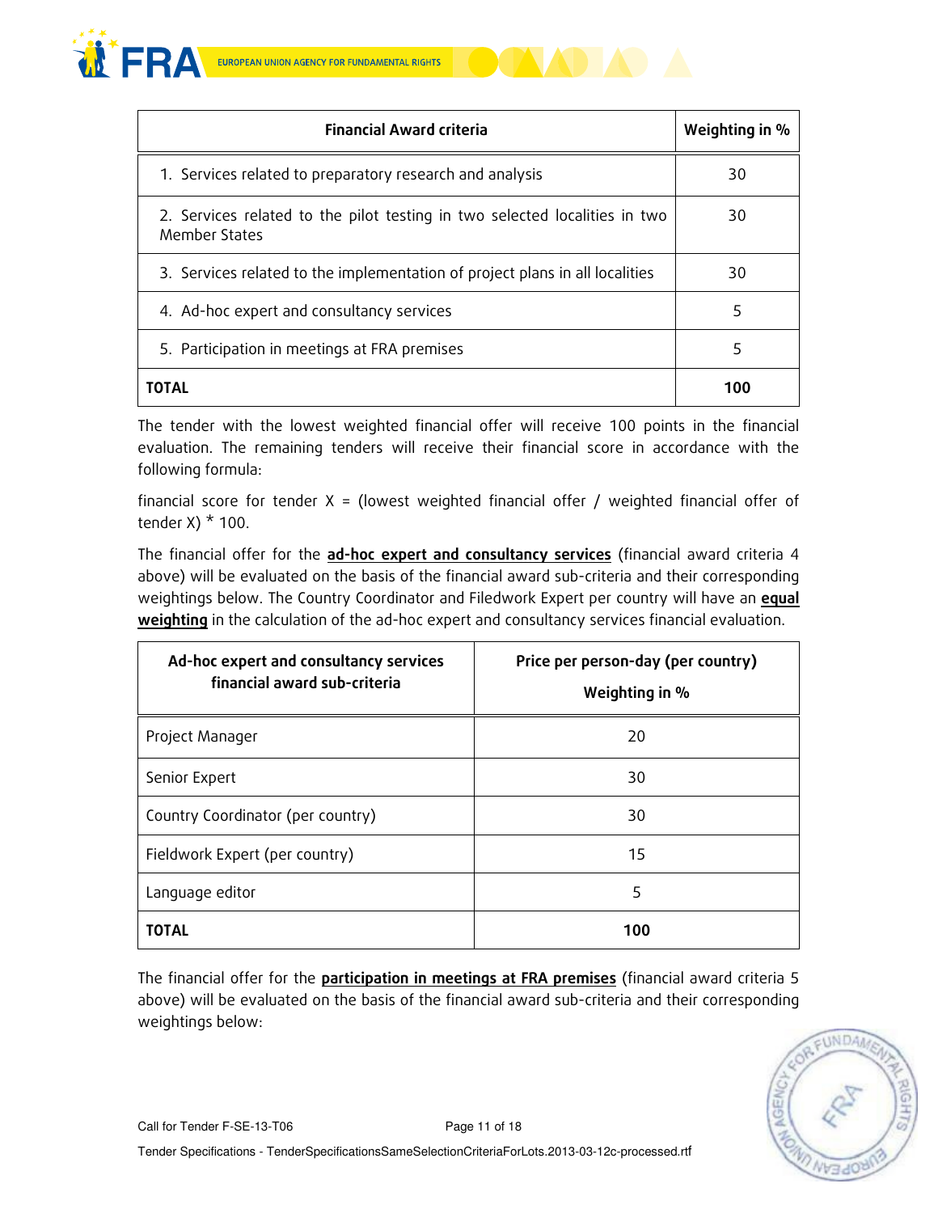| Financial Award criteria | Weighting in % |
|---|---|
| 1. Services related to preparatory research and analysis | 30 |
| 2. Services related to the pilot testing in two selected localities in two Member States | 30 |
| 3. Services related to the implementation of project plans in all localities | 30 |
| 4. Ad-hoc expert and consultancy services | 5 |
| 5. Participation in meetings at FRA premises | 5 |
| **TOTAL** | **100** |

The tender with the lowest weighted financial offer will receive 100 points in the financial evaluation. The remaining tenders will receive their financial score in accordance with the following formula:

financial score for tender X = (lowest weighted financial offer / weighted financial offer of tender X) * 100.

The financial offer for the **ad-hoc expert and consultancy services** (financial award criteria 4 above) will be evaluated on the basis of the financial award sub-criteria and their corresponding weightings below. The Country Coordinator and Filedwork Expert per country will have an **equal weighting** in the calculation of the ad-hoc expert and consultancy services financial evaluation.

| Ad-hoc expert and consultancy services financial award sub-criteria | Price per person-day (per country) Weighting in % |
|---|---|
| Project Manager | 20 |
| Senior Expert | 30 |
| Country Coordinator (per country) | 30 |
| Fieldwork Expert (per country) | 15 |
| Language editor | 5 |
| **TOTAL** | **100** |

The financial offer for the **participation in meetings at FRA premises** (financial award criteria 5 above) will be evaluated on the basis of the financial award sub-criteria and their corresponding weightings below: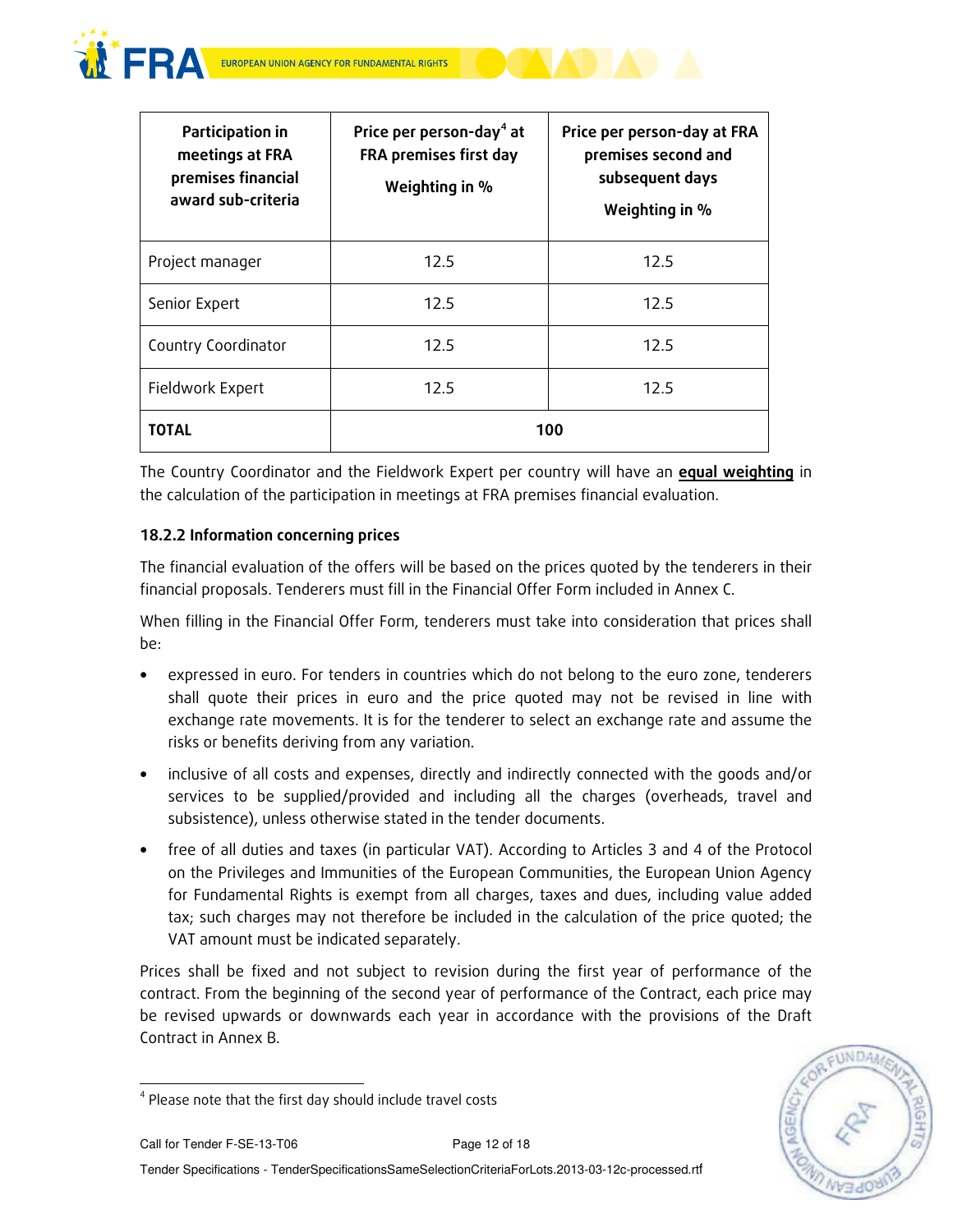| Participation in meetings at FRA premises financial award sub-criteria | Price per person-day[4] at FRA premises first day Weighting in % | Price per person-day at FRA premises second and subsequent days Weighting in % |
|---|---|---|
| Project manager | 12.5 | 12.5 |
| Senior Expert | 12.5 | 12.5 |
| Country Coordinator | 12.5 | 12.5 |
| Fieldwork Expert | 12.5 | 12.5 |
| **TOTAL** | **100** | |

The Country Coordinator and the Fieldwork Expert per country will have an **equal weighting** in the calculation of the participation in meetings at FRA premises financial evaluation.

### 18.2.2 Information concerning prices

The financial evaluation of the offers will be based on the prices quoted by the tenderers in their financial proposals. Tenderers must fill in the Financial Offer Form included in Annex C.

When filling in the Financial Offer Form, tenderers must take into consideration that prices shall be:

- expressed in euro. For tenders in countries which do not belong to the euro zone, tenderers shall quote their prices in euro and the price quoted may not be revised in line with exchange rate movements. It is for the tenderer to select an exchange rate and assume the risks or benefits deriving from any variation.
- inclusive of all costs and expenses, directly and indirectly connected with the goods and/or services to be supplied/provided and including all the charges (overheads, travel and subsistence), unless otherwise stated in the tender documents.
- free of all duties and taxes (in particular VAT). According to Articles 3 and 4 of the Protocol on the Privileges and Immunities of the European Communities, the European Union Agency for Fundamental Rights is exempt from all charges, taxes and dues, including value added tax; such charges may not therefore be included in the calculation of the price quoted; the VAT amount must be indicated separately.

Prices shall be fixed and not subject to revision during the first year of performance of the contract. From the beginning of the second year of performance of the Contract, each price may be revised upwards or downwards each year in accordance with the provisions of the Draft Contract in Annex B.

[4] Please note that the first day should include travel costs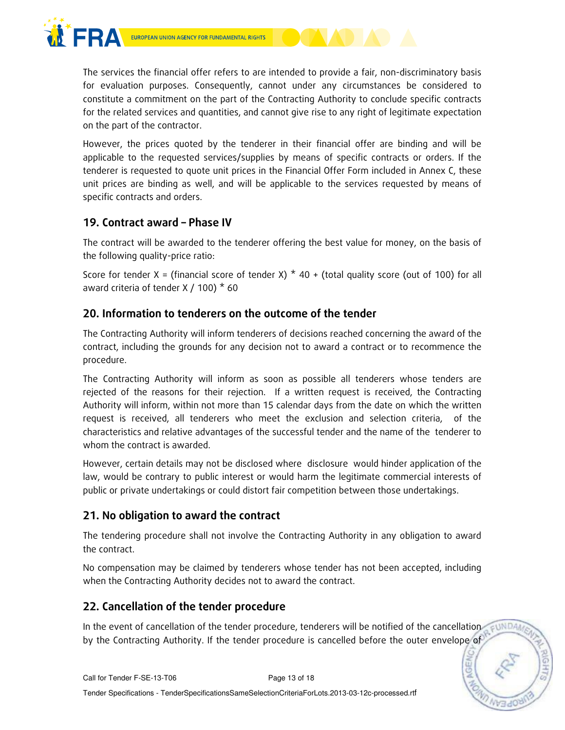The services the financial offer refers to are intended to provide a fair, non-discriminatory basis for evaluation purposes. Consequently, cannot under any circumstances be considered to constitute a commitment on the part of the Contracting Authority to conclude specific contracts for the related services and quantities, and cannot give rise to any right of legitimate expectation on the part of the contractor.

However, the prices quoted by the tenderer in their financial offer are binding and will be applicable to the requested services/supplies by means of specific contracts or orders. If the tenderer is requested to quote unit prices in the Financial Offer Form included in Annex C, these unit prices are binding as well, and will be applicable to the services requested by means of specific contracts and orders.

## 19. Contract award – Phase IV

The contract will be awarded to the tenderer offering the best value for money, on the basis of the following quality-price ratio:

Score for tender X = (financial score of tender X) * 40 + (total quality score (out of 100) for all award criteria of tender X / 100) * 60

## 20. Information to tenderers on the outcome of the tender

The Contracting Authority will inform tenderers of decisions reached concerning the award of the contract, including the grounds for any decision not to award a contract or to recommence the procedure.

The Contracting Authority will inform as soon as possible all tenderers whose tenders are rejected of the reasons for their rejection. If a written request is received, the Contracting Authority will inform, within not more than 15 calendar days from the date on which the written request is received, all tenderers who meet the exclusion and selection criteria, of the characteristics and relative advantages of the successful tender and the name of the tenderer to whom the contract is awarded.

However, certain details may not be disclosed where disclosure would hinder application of the law, would be contrary to public interest or would harm the legitimate commercial interests of public or private undertakings or could distort fair competition between those undertakings.

## 21. No obligation to award the contract

The tendering procedure shall not involve the Contracting Authority in any obligation to award the contract.

No compensation may be claimed by tenderers whose tender has not been accepted, including when the Contracting Authority decides not to award the contract.

## 22. Cancellation of the tender procedure

In the event of cancellation of the tender procedure, tenderers will be notified of the cancellation by the Contracting Authority. If the tender procedure is cancelled before the outer envelope of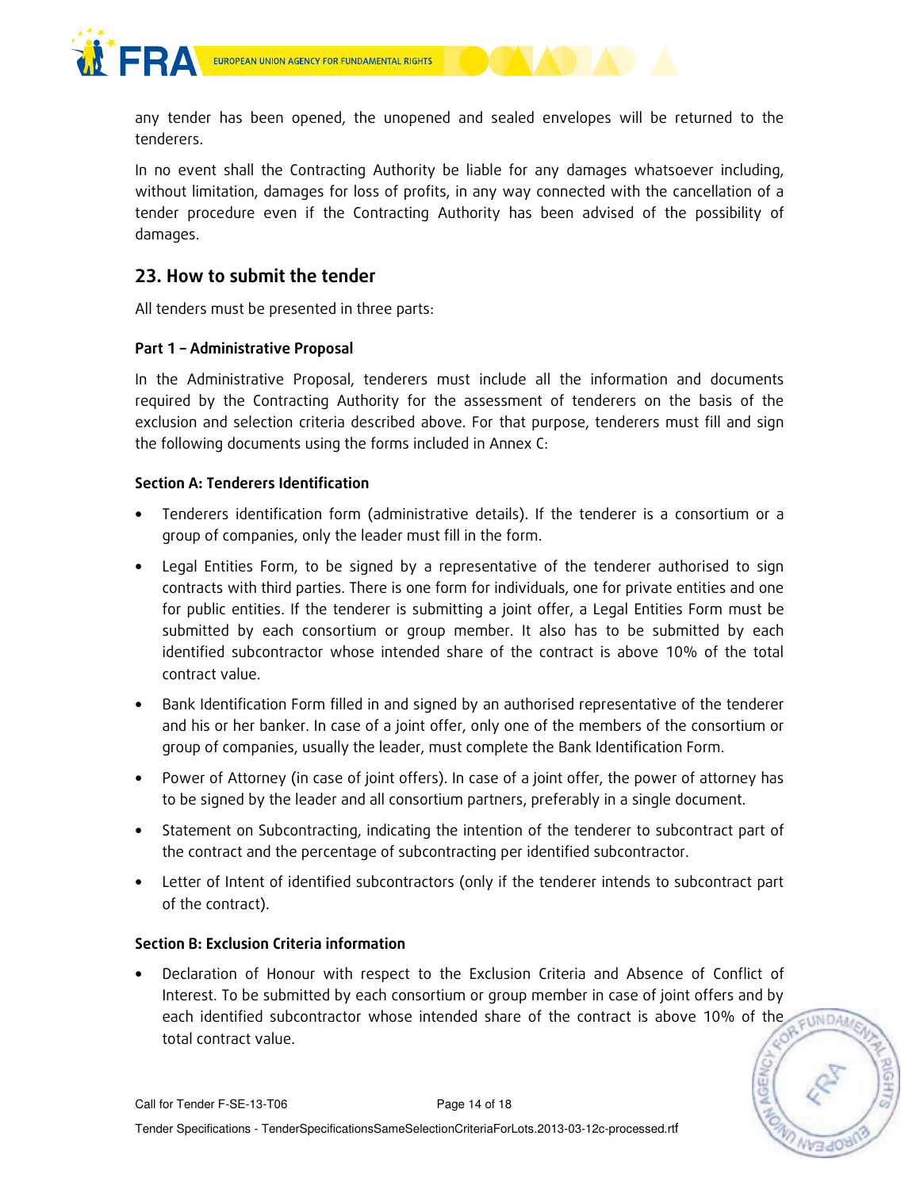any tender has been opened, the unopened and sealed envelopes will be returned to the tenderers.

In no event shall the Contracting Authority be liable for any damages whatsoever including, without limitation, damages for loss of profits, in any way connected with the cancellation of a tender procedure even if the Contracting Authority has been advised of the possibility of damages.

## 23. How to submit the tender

All tenders must be presented in three parts:

### Part 1 – Administrative Proposal

In the Administrative Proposal, tenderers must include all the information and documents required by the Contracting Authority for the assessment of tenderers on the basis of the exclusion and selection criteria described above. For that purpose, tenderers must fill and sign the following documents using the forms included in Annex C:

#### Section A: Tenderers Identification

- Tenderers identification form (administrative details). If the tenderer is a consortium or a group of companies, only the leader must fill in the form.
- Legal Entities Form, to be signed by a representative of the tenderer authorised to sign contracts with third parties. There is one form for individuals, one for private entities and one for public entities. If the tenderer is submitting a joint offer, a Legal Entities Form must be submitted by each consortium or group member. It also has to be submitted by each identified subcontractor whose intended share of the contract is above 10% of the total contract value.
- Bank Identification Form filled in and signed by an authorised representative of the tenderer and his or her banker. In case of a joint offer, only one of the members of the consortium or group of companies, usually the leader, must complete the Bank Identification Form.
- Power of Attorney (in case of joint offers). In case of a joint offer, the power of attorney has to be signed by the leader and all consortium partners, preferably in a single document.
- Statement on Subcontracting, indicating the intention of the tenderer to subcontract part of the contract and the percentage of subcontracting per identified subcontractor.
- Letter of Intent of identified subcontractors (only if the tenderer intends to subcontract part of the contract).

#### Section B: Exclusion Criteria information

- Declaration of Honour with respect to the Exclusion Criteria and Absence of Conflict of Interest. To be submitted by each consortium or group member in case of joint offers and by each identified subcontractor whose intended share of the contract is above 10% of the total contract value.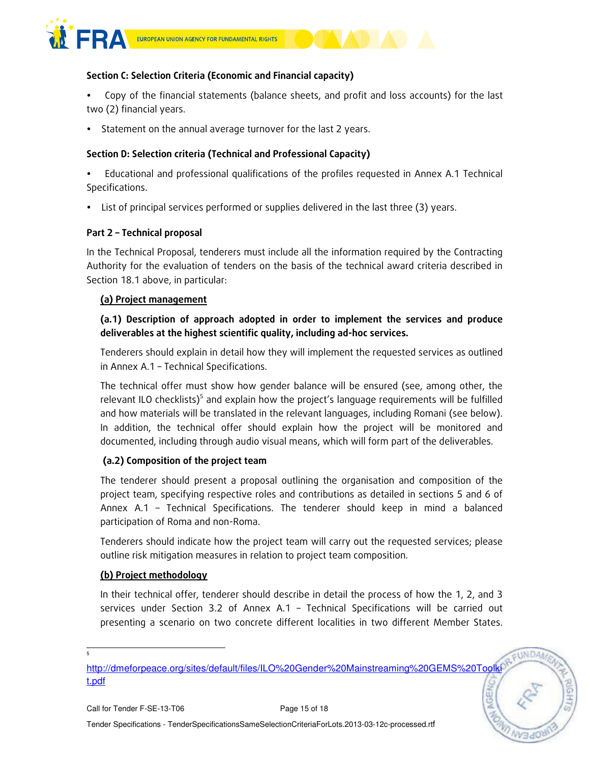**Section C: Selection Criteria (Economic and Financial capacity)**

- Copy of the financial statements (balance sheets, and profit and loss accounts) for the last two (2) financial years.
- Statement on the annual average turnover for the last 2 years.

**Section D: Selection criteria (Technical and Professional Capacity)**

- Educational and professional qualifications of the profiles requested in Annex A.1 Technical Specifications.
- List of principal services performed or supplies delivered in the last three (3) years.

**Part 2 – Technical proposal**

In the Technical Proposal, tenderers must include all the information required by the Contracting Authority for the evaluation of tenders on the basis of the technical award criteria described in Section 18.1 above, in particular:

**(a) Project management**

**(a.1) Description of approach adopted in order to implement the services and produce deliverables at the highest scientific quality, including ad-hoc services.**

Tenderers should explain in detail how they will implement the requested services as outlined in Annex A.1 – Technical Specifications.

The technical offer must show how gender balance will be ensured (see, among other, the relevant ILO checklists)[5] and explain how the project's language requirements will be fulfilled and how materials will be translated in the relevant languages, including Romani (see below). In addition, the technical offer should explain how the project will be monitored and documented, including through audio visual means, which will form part of the deliverables.

**(a.2) Composition of the project team**

The tenderer should present a proposal outlining the organisation and composition of the project team, specifying respective roles and contributions as detailed in sections 5 and 6 of Annex A.1 – Technical Specifications. The tenderer should keep in mind a balanced participation of Roma and non-Roma.

Tenderers should indicate how the project team will carry out the requested services; please outline risk mitigation measures in relation to project team composition.

**(b) Project methodology**

In their technical offer, tenderer should describe in detail the process of how the 1, 2, and 3 services under Section 3.2 of Annex A.1 – Technical Specifications will be carried out presenting a scenario on two concrete different localities in two different Member States.

---

[5] http://dmeforpeace.org/sites/default/files/ILO%20Gender%20Mainstreaming%20GEMS%20Toolkit.pdf

Call for Tender F-SE-13-T06

Tender Specifications - TenderSpecificationsSameSelectionCriteriaForLots.2013-03-12c-processed.rtf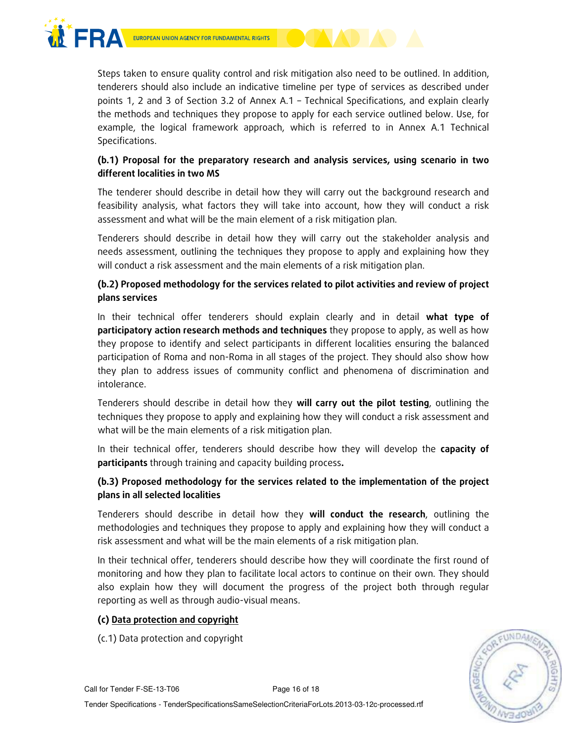Steps taken to ensure quality control and risk mitigation also need to be outlined. In addition, tenderers should also include an indicative timeline per type of services as described under points 1, 2 and 3 of Section 3.2 of Annex A.1 – Technical Specifications, and explain clearly the methods and techniques they propose to apply for each service outlined below. Use, for example, the logical framework approach, which is referred to in Annex A.1 Technical Specifications.

**(b.1) Proposal for the preparatory research and analysis services, using scenario in two different localities in two MS**

The tenderer should describe in detail how they will carry out the background research and feasibility analysis, what factors they will take into account, how they will conduct a risk assessment and what will be the main element of a risk mitigation plan.

Tenderers should describe in detail how they will carry out the stakeholder analysis and needs assessment, outlining the techniques they propose to apply and explaining how they will conduct a risk assessment and the main elements of a risk mitigation plan.

**(b.2) Proposed methodology for the services related to pilot activities and review of project plans services**

In their technical offer tenderers should explain clearly and in detail **what type of participatory action research methods and techniques** they propose to apply, as well as how they propose to identify and select participants in different localities ensuring the balanced participation of Roma and non-Roma in all stages of the project. They should also show how they plan to address issues of community conflict and phenomena of discrimination and intolerance.

Tenderers should describe in detail how they **will carry out the pilot testing**, outlining the techniques they propose to apply and explaining how they will conduct a risk assessment and what will be the main elements of a risk mitigation plan.

In their technical offer, tenderers should describe how they will develop the **capacity of participants** through training and capacity building process**.**

**(b.3) Proposed methodology for the services related to the implementation of the project plans in all selected localities**

Tenderers should describe in detail how they **will conduct the research**, outlining the methodologies and techniques they propose to apply and explaining how they will conduct a risk assessment and what will be the main elements of a risk mitigation plan.

In their technical offer, tenderers should describe how they will coordinate the first round of monitoring and how they plan to facilitate local actors to continue on their own. They should also explain how they will document the progress of the project both through regular reporting as well as through audio-visual means.

**(c) Data protection and copyright**

(c.1) Data protection and copyright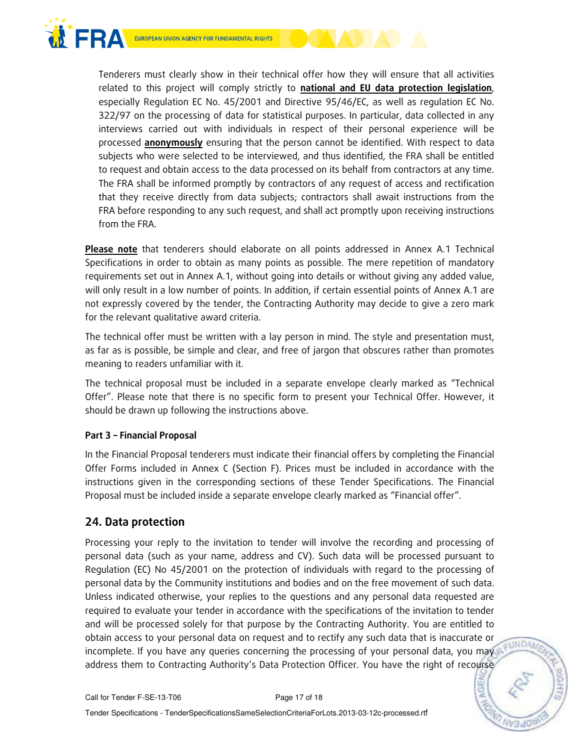Tenderers must clearly show in their technical offer how they will ensure that all activities related to this project will comply strictly to **national and EU data protection legislation**, especially Regulation EC No. 45/2001 and Directive 95/46/EC, as well as regulation EC No. 322/97 on the processing of data for statistical purposes. In particular, data collected in any interviews carried out with individuals in respect of their personal experience will be processed **anonymously** ensuring that the person cannot be identified. With respect to data subjects who were selected to be interviewed, and thus identified, the FRA shall be entitled to request and obtain access to the data processed on its behalf from contractors at any time. The FRA shall be informed promptly by contractors of any request of access and rectification that they receive directly from data subjects; contractors shall await instructions from the FRA before responding to any such request, and shall act promptly upon receiving instructions from the FRA.

**Please note** that tenderers should elaborate on all points addressed in Annex A.1 Technical Specifications in order to obtain as many points as possible. The mere repetition of mandatory requirements set out in Annex A.1, without going into details or without giving any added value, will only result in a low number of points. In addition, if certain essential points of Annex A.1 are not expressly covered by the tender, the Contracting Authority may decide to give a zero mark for the relevant qualitative award criteria.

The technical offer must be written with a lay person in mind. The style and presentation must, as far as is possible, be simple and clear, and free of jargon that obscures rather than promotes meaning to readers unfamiliar with it.

The technical proposal must be included in a separate envelope clearly marked as "Technical Offer". Please note that there is no specific form to present your Technical Offer. However, it should be drawn up following the instructions above.

**Part 3 – Financial Proposal**

In the Financial Proposal tenderers must indicate their financial offers by completing the Financial Offer Forms included in Annex C (Section F). Prices must be included in accordance with the instructions given in the corresponding sections of these Tender Specifications. The Financial Proposal must be included inside a separate envelope clearly marked as "Financial offer".

## 24. Data protection

Processing your reply to the invitation to tender will involve the recording and processing of personal data (such as your name, address and CV). Such data will be processed pursuant to Regulation (EC) No 45/2001 on the protection of individuals with regard to the processing of personal data by the Community institutions and bodies and on the free movement of such data. Unless indicated otherwise, your replies to the questions and any personal data requested are required to evaluate your tender in accordance with the specifications of the invitation to tender and will be processed solely for that purpose by the Contracting Authority. You are entitled to obtain access to your personal data on request and to rectify any such data that is inaccurate or incomplete. If you have any queries concerning the processing of your personal data, you may address them to Contracting Authority's Data Protection Officer. You have the right of recourse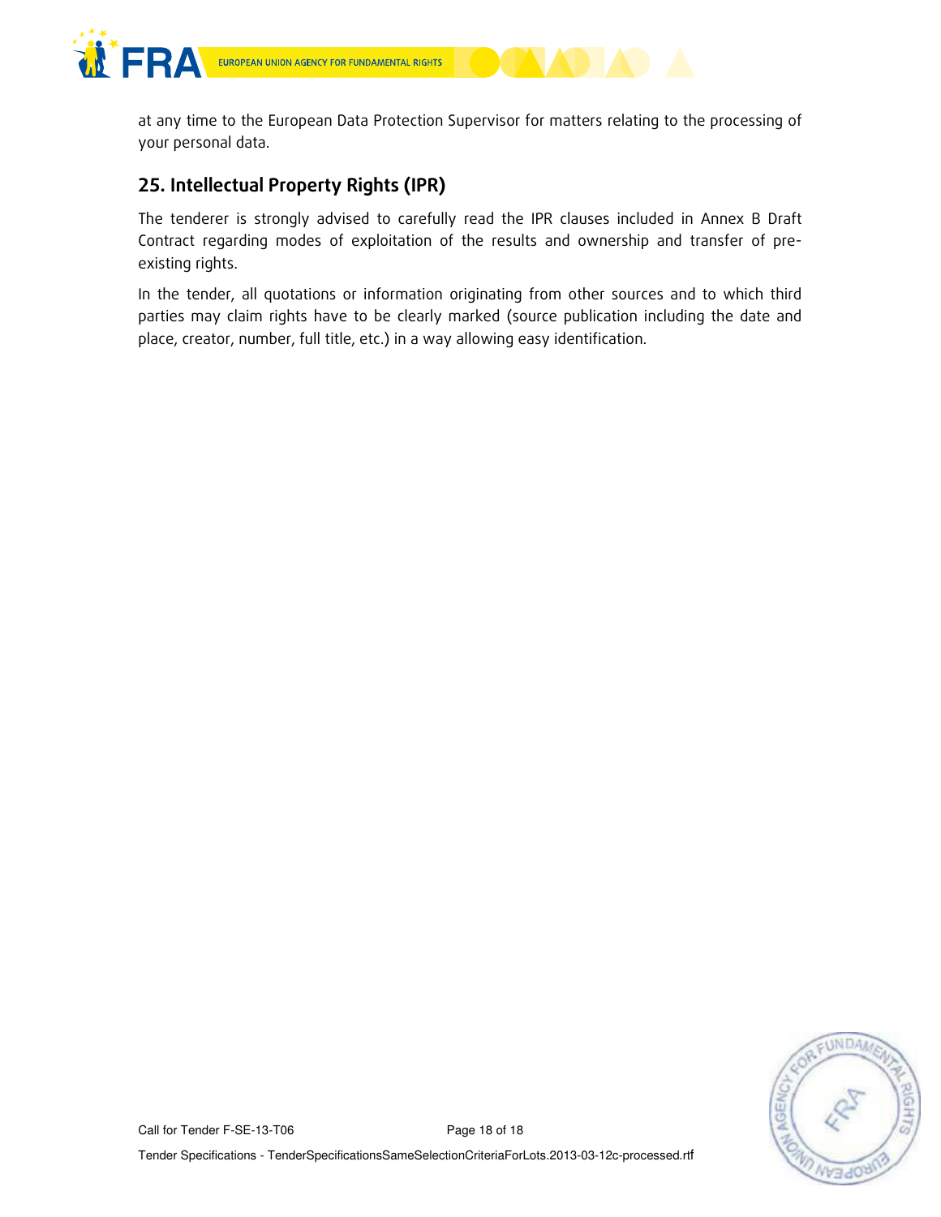at any time to the European Data Protection Supervisor for matters relating to the processing of your personal data.

## 25. Intellectual Property Rights (IPR)

The tenderer is strongly advised to carefully read the IPR clauses included in Annex B Draft Contract regarding modes of exploitation of the results and ownership and transfer of pre-existing rights.

In the tender, all quotations or information originating from other sources and to which third parties may claim rights have to be clearly marked (source publication including the date and place, creator, number, full title, etc.) in a way allowing easy identification.